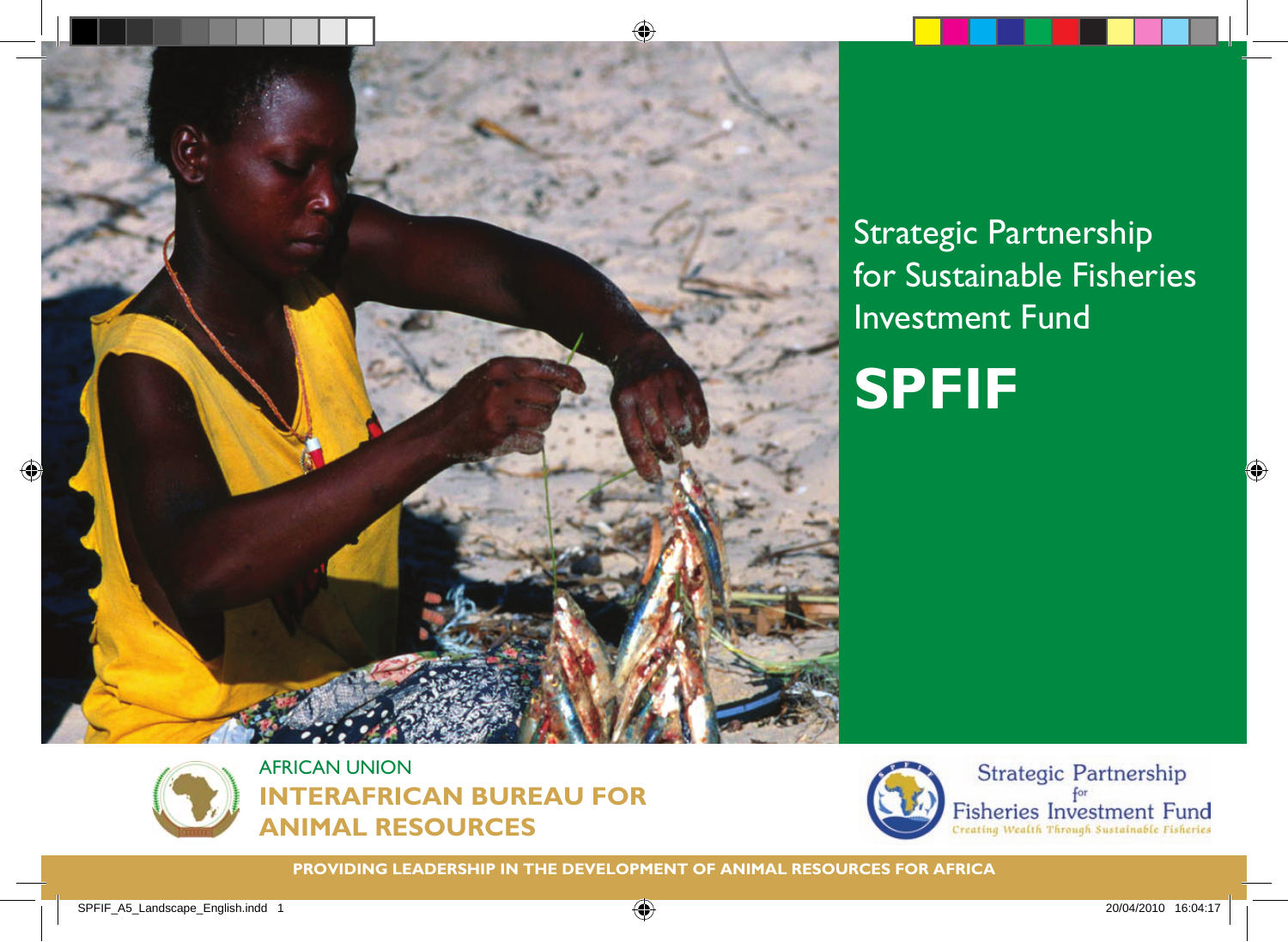# Strategic Partnership for Sustainable Fisheries Investment Fund

# SPFIF

AFRICAN UNION

**INTERAFRICAN BUREAU FOR ANIMAL RESOURCES**

Strategic Partnership for Fisheries Investment Fund

*Creating Wealth Through Sustainable Fisheries*

**PROVIDING LEADERSHIP IN THE DEVELOPMENT OF ANIMAL RESOURCES FOR AFRICA**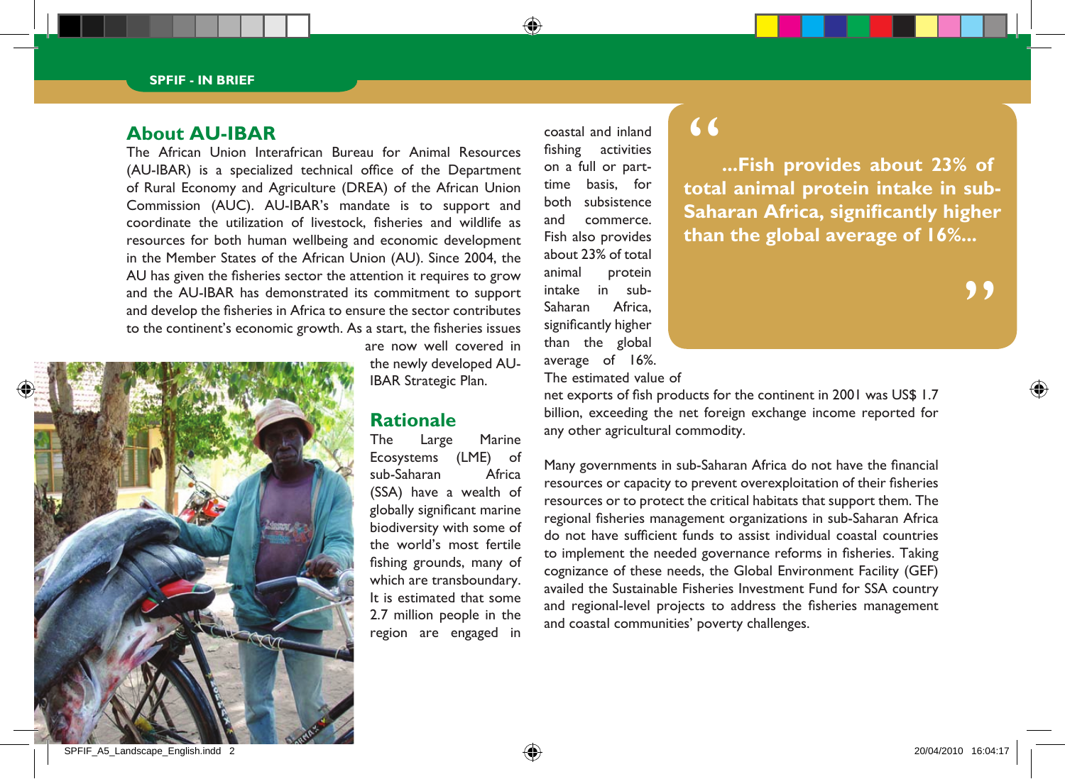## About AU-IBAR

The African Union Interafrican Bureau for Animal Resources (AU-IBAR) is a specialized technical office of the Department of Rural Economy and Agriculture (DREA) of the African Union Commission (AUC). AU-IBAR's mandate is to support and coordinate the utilization of livestock, fisheries and wildlife as resources for both human wellbeing and economic development in the Member States of the African Union (AU). Since 2004, the AU has given the fisheries sector the attention it requires to grow and the AU-IBAR has demonstrated its commitment to support and develop the fisheries in Africa to ensure the sector contributes to the continent's economic growth. As a start, the fisheries issues are now well covered in the newly developed AU-IBAR Strategic Plan.

## Rationale

The Large Marine Ecosystems (LME) of sub-Saharan Africa (SSA) have a wealth of globally significant marine biodiversity with some of the world's most fertile fishing grounds, many of which are transboundary. It is estimated that some 2.7 million people in the region are engaged in coastal and inland fishing activities on a full or part-time basis, for both subsistence and commerce. Fish also provides about 23% of total animal protein intake in sub-Saharan Africa, significantly higher than the global average of 16%. The estimated value of net exports of fish products for the continent in 2001 was US$ 1.7 billion, exceeding the net foreign exchange income reported for any other agricultural commodity.

> **"...Fish provides about 23% of total animal protein intake in sub-Saharan Africa, significantly higher than the global average of 16%..."**

Many governments in sub-Saharan Africa do not have the financial resources or capacity to prevent overexploitation of their fisheries resources or to protect the critical habitats that support them. The regional fisheries management organizations in sub-Saharan Africa do not have sufficient funds to assist individual coastal countries to implement the needed governance reforms in fisheries. Taking cognizance of these needs, the Global Environment Facility (GEF) availed the Sustainable Fisheries Investment Fund for SSA country and regional-level projects to address the fisheries management and coastal communities' poverty challenges.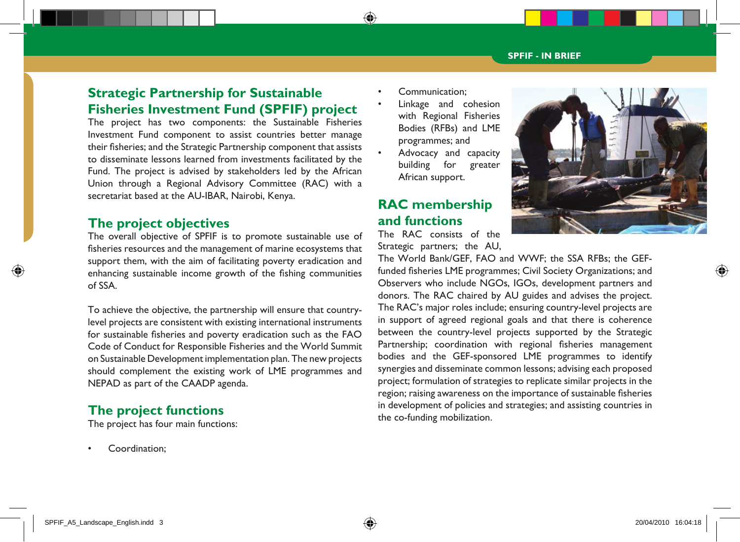## Strategic Partnership for Sustainable Fisheries Investment Fund (SPFIF) project

The project has two components: the Sustainable Fisheries Investment Fund component to assist countries better manage their fisheries; and the Strategic Partnership component that assists to disseminate lessons learned from investments facilitated by the Fund. The project is advised by stakeholders led by the African Union through a Regional Advisory Committee (RAC) with a secretariat based at the AU-IBAR, Nairobi, Kenya.

## The project objectives

The overall objective of SPFIF is to promote sustainable use of fisheries resources and the management of marine ecosystems that support them, with the aim of facilitating poverty eradication and enhancing sustainable income growth of the fishing communities of SSA.

To achieve the objective, the partnership will ensure that country-level projects are consistent with existing international instruments for sustainable fisheries and poverty eradication such as the FAO Code of Conduct for Responsible Fisheries and the World Summit on Sustainable Development implementation plan. The new projects should complement the existing work of LME programmes and NEPAD as part of the CAADP agenda.

## The project functions

The project has four main functions:

- Coordination;
- Communication;
- Linkage and cohesion with Regional Fisheries Bodies (RFBs) and LME programmes; and
- Advocacy and capacity building for greater African support.

## RAC membership and functions

The RAC consists of the Strategic partners; the AU, The World Bank/GEF, FAO and WWF; the SSA RFBs; the GEF-funded fisheries LME programmes; Civil Society Organizations; and Observers who include NGOs, IGOs, development partners and donors. The RAC chaired by AU guides and advises the project. The RAC's major roles include; ensuring country-level projects are in support of agreed regional goals and that there is coherence between the country-level projects supported by the Strategic Partnership; coordination with regional fisheries management bodies and the GEF-sponsored LME programmes to identify synergies and disseminate common lessons; advising each proposed project; formulation of strategies to replicate similar projects in the region; raising awareness on the importance of sustainable fisheries in development of policies and strategies; and assisting countries in the co-funding mobilization.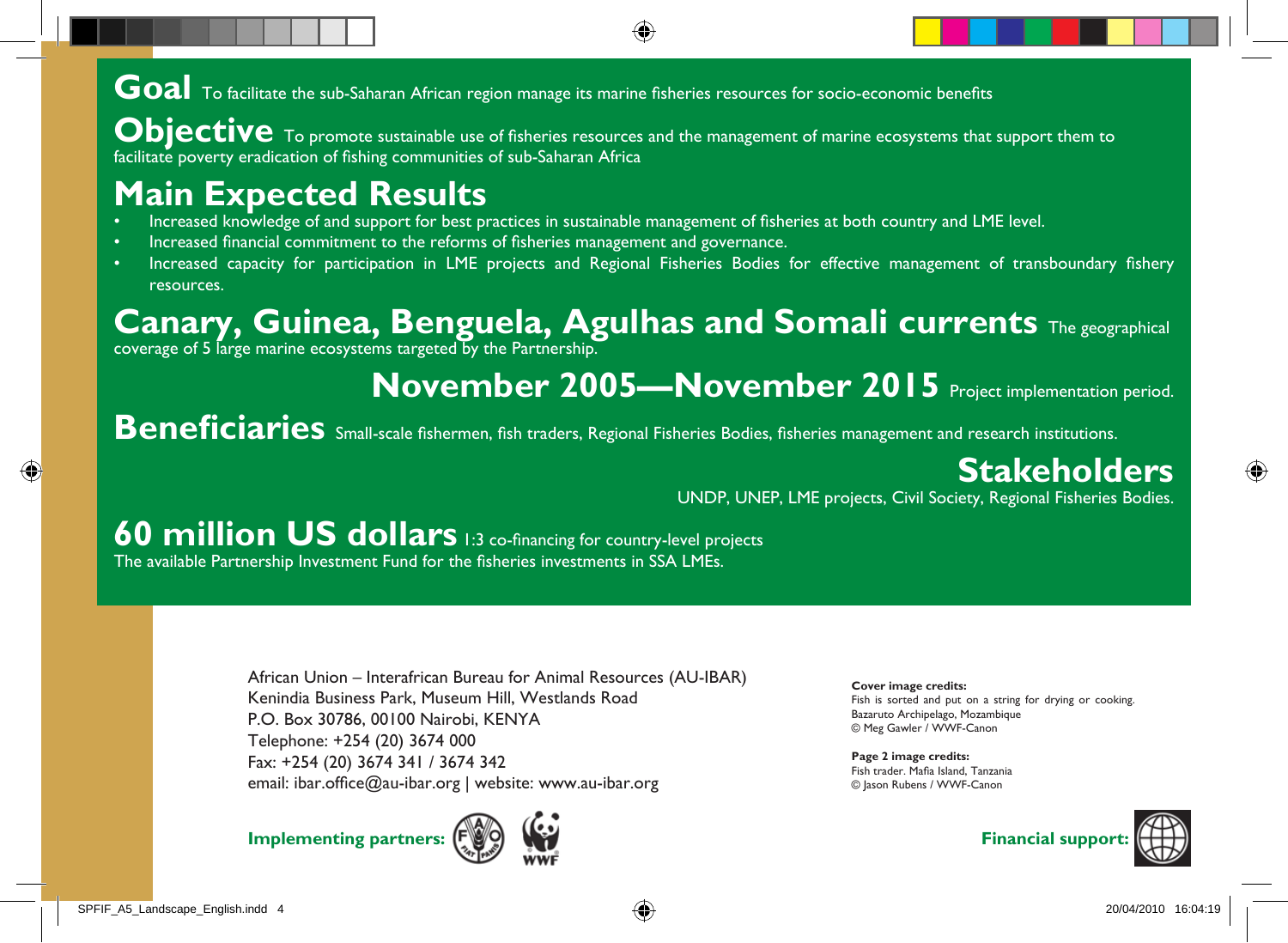**Goal** To facilitate the sub-Saharan African region manage its marine fisheries resources for socio-economic benefits

**Objective** To promote sustainable use of fisheries resources and the management of marine ecosystems that support them to facilitate poverty eradication of fishing communities of sub-Saharan Africa

## Main Expected Results

- Increased knowledge of and support for best practices in sustainable management of fisheries at both country and LME level.
- Increased financial commitment to the reforms of fisheries management and governance.
- Increased capacity for participation in LME projects and Regional Fisheries Bodies for effective management of transboundary fishery resources.

**Canary, Guinea, Benguela, Agulhas and Somali currents** The geographical coverage of 5 large marine ecosystems targeted by the Partnership.

**November 2005—November 2015** Project implementation period.

**Beneficiaries** Small-scale fishermen, fish traders, Regional Fisheries Bodies, fisheries management and research institutions.

**Stakeholders**
UNDP, UNEP, LME projects, Civil Society, Regional Fisheries Bodies.

**60 million US dollars** 1:3 co-financing for country-level projects
The available Partnership Investment Fund for the fisheries investments in SSA LMEs.

African Union – Interafrican Bureau for Animal Resources (AU-IBAR)
Kenindia Business Park, Museum Hill, Westlands Road
P.O. Box 30786, 00100 Nairobi, KENYA
Telephone: +254 (20) 3674 000
Fax: +254 (20) 3674 341 / 3674 342
email: ibar.office@au-ibar.org | website: www.au-ibar.org

**Cover image credits:**
Fish is sorted and put on a string for drying or cooking. Bazaruto Archipelago, Mozambique
© Meg Gawler / WWF-Canon

**Page 2 image credits:**
Fish trader. Mafia Island, Tanzania
© Jason Rubens / WWF-Canon

**Implementing partners:** FAO, WWF

**Financial support:**